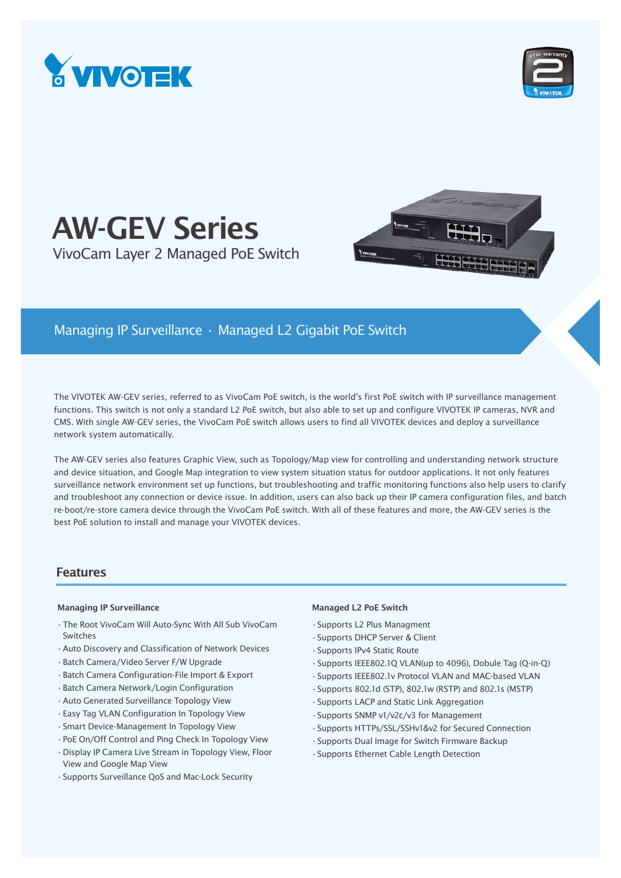# AW-GEV Series

VivoCam Layer 2 Managed PoE Switch

## Managing IP Surveillance · Managed L2 Gigabit PoE Switch

The VIVOTEK AW-GEV series, referred to as VivoCam PoE switch, is the world's first PoE switch with IP surveillance management functions. This switch is not only a standard L2 PoE switch, but also able to set up and configure VIVOTEK IP cameras, NVR and CMS. With single AW-GEV series, the VivoCam PoE switch allows users to find all VIVOTEK devices and deploy a surveillance network system automatically.

The AW-GEV series also features Graphic View, such as Topology/Map view for controlling and understanding network structure and device situation, and Google Map integration to view system situation status for outdoor applications. It not only features surveillance network environment set up functions, but troubleshooting and traffic monitoring functions also help users to clarify and troubleshoot any connection or device issue. In addition, users can also back up their IP camera configuration files, and batch re-boot/re-store camera device through the VivoCam PoE switch. With all of these features and more, the AW-GEV series is the best PoE solution to install and manage your VIVOTEK devices.

## Features

### Managing IP Surveillance

- The Root VivoCam Will Auto-Sync With All Sub VivoCam Switches
- Auto Discovery and Classification of Network Devices
- Batch Camera/Video Server F/W Upgrade
- Batch Camera Configuration-File Import & Export
- Batch Camera Network/Login Configuration
- Auto Generated Surveillance Topology View
- Easy Tag VLAN Configuration In Topology View
- Smart Device-Management In Topology View
- PoE On/Off Control and Ping Check In Topology View
- Display IP Camera Live Stream in Topology View, Floor View and Google Map View
- Supports Surveillance QoS and Mac-Lock Security

### Managed L2 PoE Switch

- Supports L2 Plus Managment
- Supports DHCP Server & Client
- Supports IPv4 Static Route
- Supports IEEE802.1Q VLAN(up to 4096), Dobule Tag (Q-in-Q)
- Supports IEEE802.1v Protocol VLAN and MAC-based VLAN
- Supports 802.1d (STP), 802.1w (RSTP) and 802.1s (MSTP)
- Supports LACP and Static Link Aggregation
- Supports SNMP v1/v2c/v3 for Management
- Supports HTTPs/SSL/SSHv1&v2 for Secured Connection
- Supports Dual Image for Switch Firmware Backup
- Supports Ethernet Cable Length Detection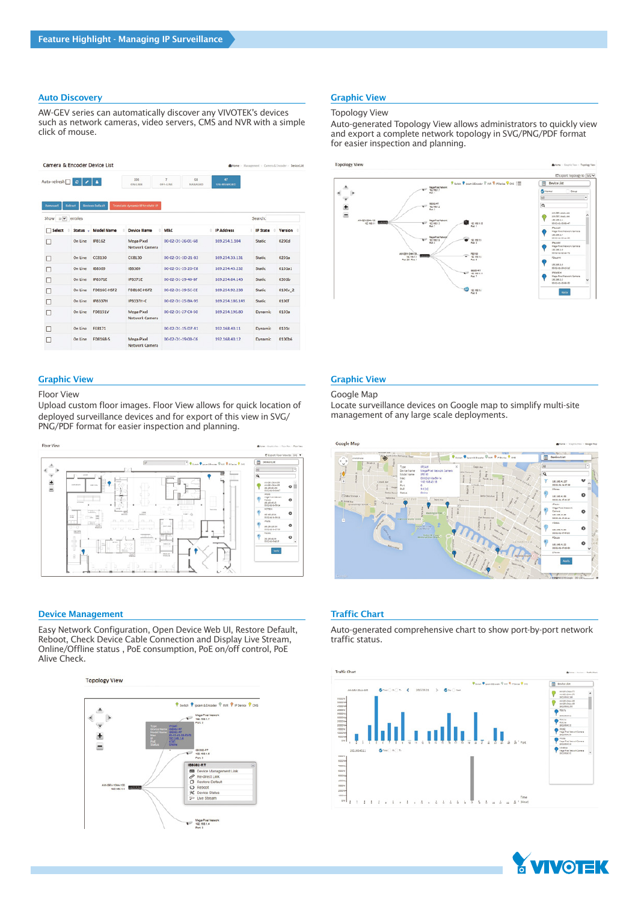## Feature Highlight - Managing IP Surveillance

### Auto Discovery

AW-GEV series can automatically discover any VIVOTEK's devices such as network cameras, video servers, CMS and NVR with a simple click of mouse.

### Graphic View

Topology View

Auto-generated Topology View allows administrators to quickly view and export a complete network topology in SVG/PNG/PDF format for easier inspection and planning.

### Graphic View

Floor View

Upload custom floor images. Floor View allows for quick location of deployed surveillance devices and for export of this view in SVG/PNG/PDF format for easier inspection and planning.

### Graphic View

Google Map

Locate surveillance devices on Google map to simplify multi-site management of any large scale deployments.

### Device Management

Easy Network Configuration, Open Device Web UI, Restore Default, Reboot, Check Device Cable Connection and Display Live Stream, Online/Offline status , PoE consumption, PoE on/off control, PoE Alive Check.

### Traffic Chart

Auto-generated comprehensive chart to show port-by-port network traffic status.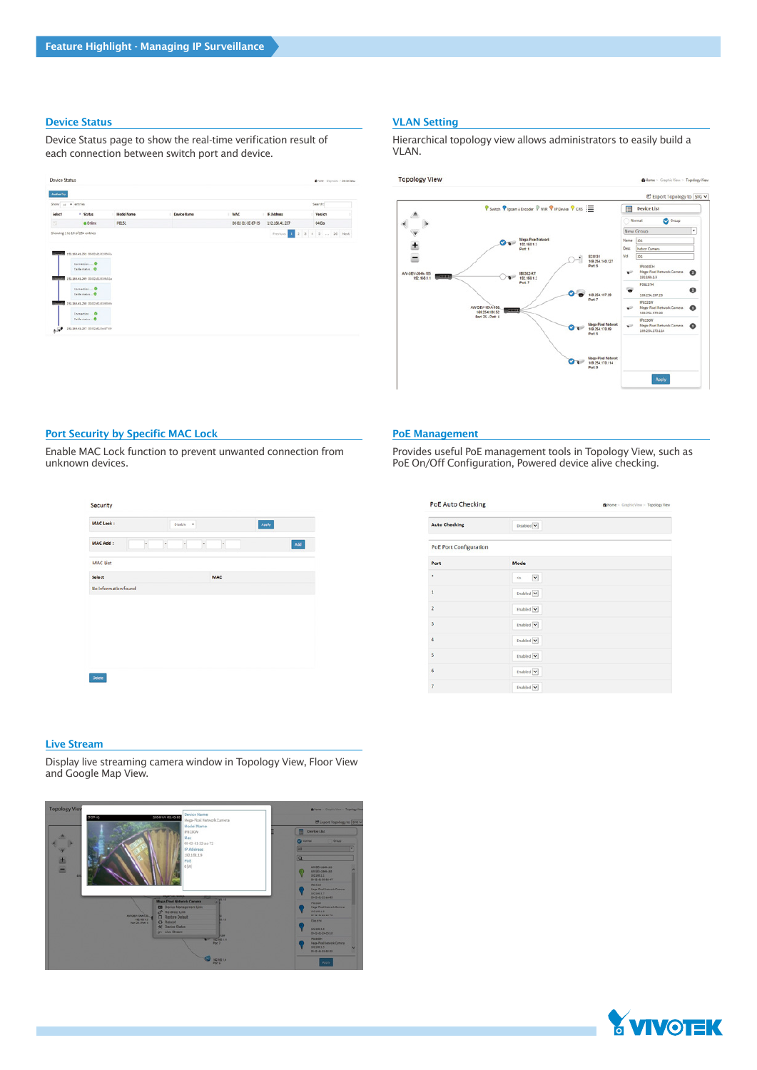## Feature Highlight - Managing IP Surveillance

### Device Status

Device Status page to show the real-time verification result of each connection between switch port and device.

### VLAN Setting

Hierarchical topology view allows administrators to easily build a VLAN.

### Port Security by Specific MAC Lock

Enable MAC Lock function to prevent unwanted connection from unknown devices.

### PoE Management

Provides useful PoE management tools in Topology View, such as PoE On/Off Configuration, Powered device alive checking.

### Live Stream

Display live streaming camera window in Topology View, Floor View and Google Map View.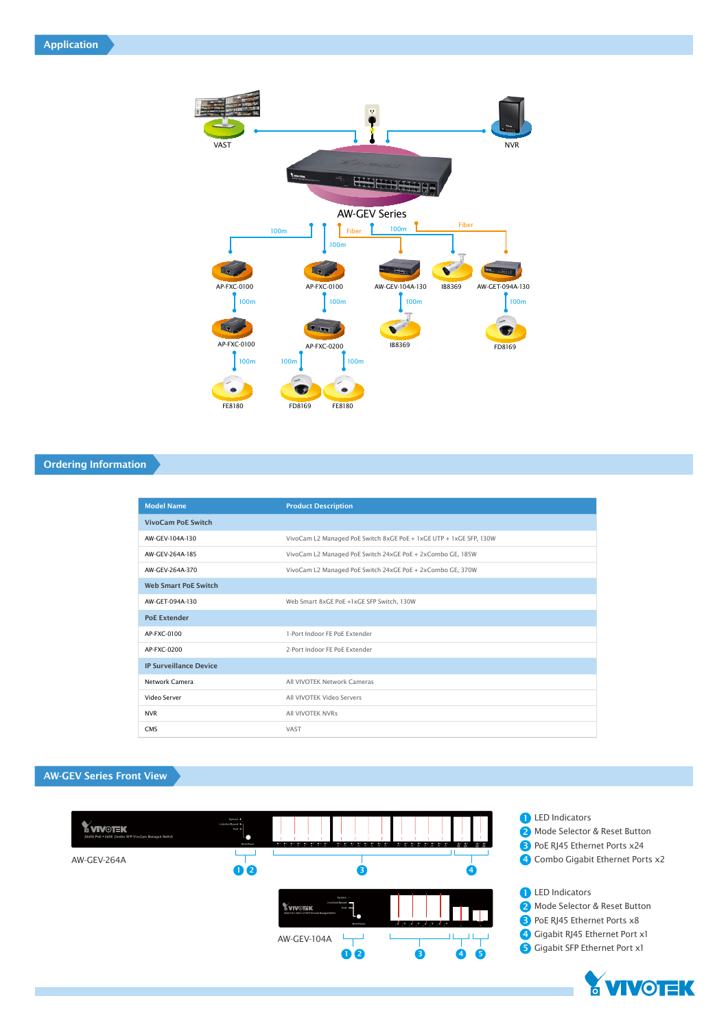## Application

VAST

NVR

AW-GEV Series

100m | Fiber | 100m | Fiber | 100m

AP-FXC-0100 | AP-FXC-0100 | AW-GEV-104A-130 | IB8369 | AW-GET-094A-130

100m | 100m | 100m | 100m

AP-FXC-0100 | AP-FXC-0200 | IB8369 | FD8169

100m | 100m | 100m

FE8180 | FD8169 | FE8180

## Ordering Information

| Model Name | Product Description |
|---|---|
| **VivoCam PoE Switch** | |
| AW-GEV-104A-130 | VivoCam L2 Managed PoE Switch 8xGE PoE + 1xGE UTP + 1xGE SFP, 130W |
| AW-GEV-264A-185 | VivoCam L2 Managed PoE Switch 24xGE PoE + 2xCombo GE, 185W |
| AW-GEV-264A-370 | VivoCam L2 Managed PoE Switch 24xGE PoE + 2xCombo GE, 370W |
| **Web Smart PoE Switch** | |
| AW-GET-094A-130 | Web Smart 8xGE PoE +1xGE SFP Switch, 130W |
| **PoE Extender** | |
| AP-FXC-0100 | 1-Port Indoor FE PoE Extender |
| AP-FXC-0200 | 2-Port Indoor FE PoE Extender |
| **IP Surveillance Device** | |
| Network Camera | All VIVOTEK Network Cameras |
| Video Server | All VIVOTEK Video Servers |
| NVR | All VIVOTEK NVRs |
| CMS | VAST |

## AW-GEV Series Front View

AW-GEV-264A

1. LED Indicators
2. Mode Selector & Reset Button
3. PoE RJ45 Ethernet Ports x24
4. Combo Gigabit Ethernet Ports x2

AW-GEV-104A

1. LED Indicators
2. Mode Selector & Reset Button
3. PoE RJ45 Ethernet Ports x8
4. Gigabit RJ45 Ethernet Port x1
5. Gigabit SFP Ethernet Port x1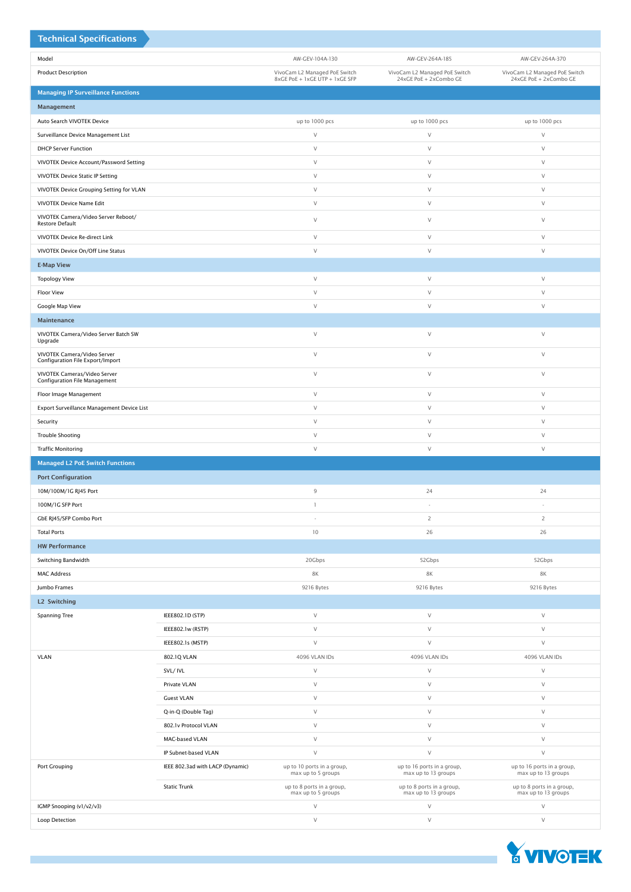## Technical Specifications

| Model | | AW-GEV-104A-130 | AW-GEV-264A-185 | AW-GEV-264A-370 |
|---|---|---|---|---|
| Product Description | | VivoCam L2 Managed PoE Switch 8xGE PoE + 1xGE UTP + 1xGE SFP | VivoCam L2 Managed PoE Switch 24xGE PoE + 2xCombo GE | VivoCam L2 Managed PoE Switch 24xGE PoE + 2xCombo GE |
| **Managing IP Surveillance Functions** | | | | |
| **Management** | | | | |
| Auto Search VIVOTEK Device | | up to 1000 pcs | up to 1000 pcs | up to 1000 pcs |
| Surveillance Device Management List | | V | V | V |
| DHCP Server Function | | V | V | V |
| VIVOTEK Device Account/Password Setting | | V | V | V |
| VIVOTEK Device Static IP Setting | | V | V | V |
| VIVOTEK Device Grouping Setting for VLAN | | V | V | V |
| VIVOTEK Device Name Edit | | V | V | V |
| VIVOTEK Camera/Video Server Reboot/ Restore Default | | V | V | V |
| VIVOTEK Device Re-direct Link | | V | V | V |
| VIVOTEK Device On/Off Line Status | | V | V | V |
| **E-Map View** | | | | |
| Topology View | | V | V | V |
| Floor View | | V | V | V |
| Google Map View | | V | V | V |
| **Maintenance** | | | | |
| VIVOTEK Camera/Video Server Batch SW Upgrade | | V | V | V |
| VIVOTEK Camera/Video Server Configuration File Export/Import | | V | V | V |
| VIVOTEK Cameras/Video Server Configuration File Management | | V | V | V |
| Floor Image Management | | V | V | V |
| Export Surveillance Management Device List | | V | V | V |
| Security | | V | V | V |
| Trouble Shooting | | V | V | V |
| Traffic Monitoring | | V | V | V |
| **Managed L2 PoE Switch Functions** | | | | |
| **Port Configuration** | | | | |
| 10M/100M/1G RJ45 Port | | 9 | 24 | 24 |
| 100M/1G SFP Port | | 1 | - | - |
| GbE RJ45/SFP Combo Port | | - | 2 | 2 |
| Total Ports | | 10 | 26 | 26 |
| **HW Performance** | | | | |
| Switching Bandwidth | | 20Gbps | 52Gbps | 52Gbps |
| MAC Address | | 8K | 8K | 8K |
| Jumbo Frames | | 9216 Bytes | 9216 Bytes | 9216 Bytes |
| **L2 Switching** | | | | |
| Spanning Tree | IEEE802.1D (STP) | V | V | V |
| | IEEE802.1w (RSTP) | V | V | V |
| | IEEE802.1s (MSTP) | V | V | V |
| VLAN | 802.1Q VLAN | 4096 VLAN IDs | 4096 VLAN IDs | 4096 VLAN IDs |
| | SVL/ IVL | V | V | V |
| | Private VLAN | V | V | V |
| | Guest VLAN | V | V | V |
| | Q-in-Q (Double Tag) | V | V | V |
| | 802.1v Protocol VLAN | V | V | V |
| | MAC-based VLAN | V | V | V |
| | IP Subnet-based VLAN | V | V | V |
| Port Grouping | IEEE 802.3ad with LACP (Dynamic) | up to 10 ports in a group, max up to 5 groups | up to 16 ports in a group, max up to 13 groups | up to 16 ports in a group, max up to 13 groups |
| | Static Trunk | up to 8 ports in a group, max up to 5 groups | up to 8 ports in a group, max up to 13 groups | up to 8 ports in a group, max up to 13 groups |
| IGMP Snooping (v1/v2/v3) | | V | V | V |
| Loop Detection | | V | V | V |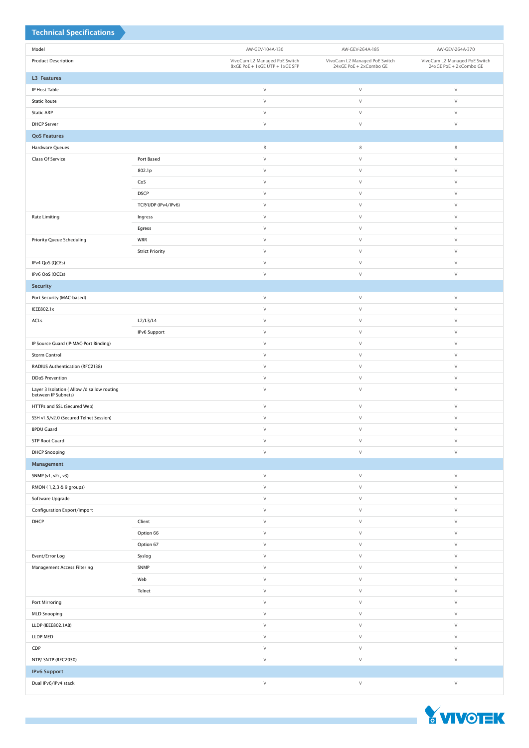## Technical Specifications

| Model | | AW-GEV-104A-130 | AW-GEV-264A-185 | AW-GEV-264A-370 |
|---|---|---|---|---|
| Product Description | | VivoCam L2 Managed PoE Switch 8xGE PoE + 1xGE UTP + 1xGE SFP | VivoCam L2 Managed PoE Switch 24xGE PoE + 2xCombo GE | VivoCam L2 Managed PoE Switch 24xGE PoE + 2xCombo GE |
| **L3 Features** | | | | |
| IP Host Table | | V | V | V |
| Static Route | | V | V | V |
| Static ARP | | V | V | V |
| DHCP Server | | V | V | V |
| **QoS Features** | | | | |
| Hardware Queues | | 8 | 8 | 8 |
| Class Of Service | Port Based | V | V | V |
| | 802.1p | V | V | V |
| | CoS | V | V | V |
| | DSCP | V | V | V |
| | TCP/UDP (IPv4/IPv6) | V | V | V |
| Rate Limiting | Ingress | V | V | V |
| | Egress | V | V | V |
| Priority Queue Scheduling | WRR | V | V | V |
| | Strict Priority | V | V | V |
| IPv4 QoS (QCEs) | | V | V | V |
| IPv6 QoS (QCEs) | | V | V | V |
| **Security** | | | | |
| Port Security (MAC-based) | | V | V | V |
| IEEE802.1x | | V | V | V |
| ACLs | L2/L3/L4 | V | V | V |
| | IPv6 Support | V | V | V |
| IP Source Guard (IP-MAC-Port Binding) | | V | V | V |
| Storm Control | | V | V | V |
| RADIUS Authentication (RFC2138) | | V | V | V |
| DDoS Prevention | | V | V | V |
| Layer 3 Isolation ( Allow /disallow routing between IP Subnets) | | V | V | V |
| HTTPs and SSL (Secured Web) | | V | V | V |
| SSH v1.5/v2.0 (Secured Telnet Session) | | V | V | V |
| BPDU Guard | | V | V | V |
| STP Root Guard | | V | V | V |
| DHCP Snooping | | V | V | V |
| **Management** | | | | |
| SNMP (v1, v2c, v3) | | V | V | V |
| RMON ( 1,2,3 & 9 groups) | | V | V | V |
| Software Upgrade | | V | V | V |
| Configuration Export/Import | | V | V | V |
| DHCP | Client | V | V | V |
| | Option 66 | V | V | V |
| | Option 67 | V | V | V |
| Event/Error Log | Syslog | V | V | V |
| Management Access Filtering | SNMP | V | V | V |
| | Web | V | V | V |
| | Telnet | V | V | V |
| Port Mirroring | | V | V | V |
| MLD Snooping | | V | V | V |
| LLDP (IEEE802.1AB) | | V | V | V |
| LLDP-MED | | V | V | V |
| CDP | | V | V | V |
| NTP/ SNTP (RFC2030) | | V | V | V |
| **IPv6 Support** | | | | |
| Dual IPv6/IPv4 stack | | V | V | V |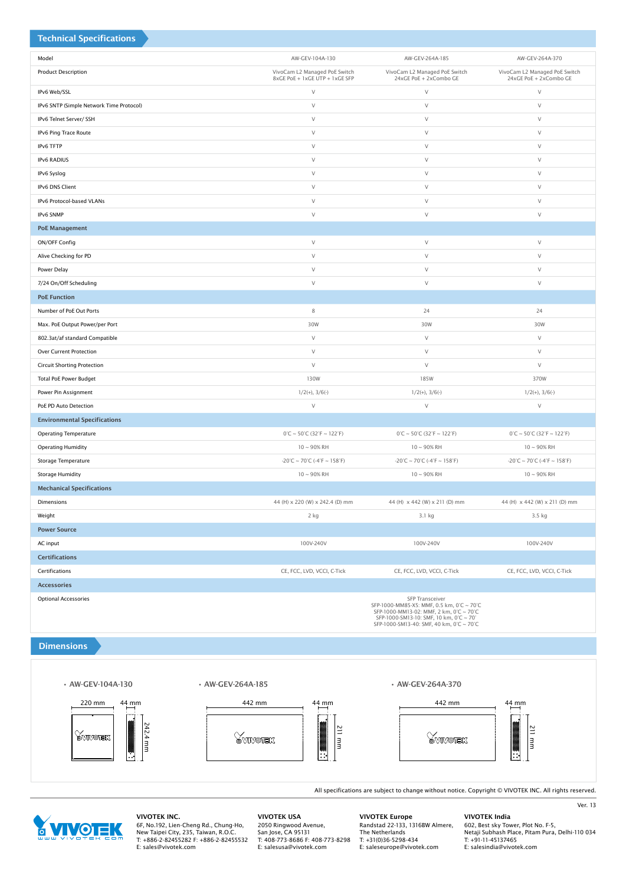## Technical Specifications

| Model | AW-GEV-104A-130 | AW-GEV-264A-185 | AW-GEV-264A-370 |
|---|---|---|---|
| Product Description | VivoCam L2 Managed PoE Switch 8xGE PoE + 1xGE UTP + 1xGE SFP | VivoCam L2 Managed PoE Switch 24xGE PoE + 2xCombo GE | VivoCam L2 Managed PoE Switch 24xGE PoE + 2xCombo GE |
| IPv6 Web/SSL | V | V | V |
| IPv6 SNTP (Simple Network Time Protocol) | V | V | V |
| IPv6 Telnet Server/ SSH | V | V | V |
| IPv6 Ping Trace Route | V | V | V |
| IPv6 TFTP | V | V | V |
| IPv6 RADIUS | V | V | V |
| IPv6 Syslog | V | V | V |
| IPv6 DNS Client | V | V | V |
| IPv6 Protocol-based VLANs | V | V | V |
| IPv6 SNMP | V | V | V |
| **PoE Management** | | | |
| ON/OFF Config | V | V | V |
| Alive Checking for PD | V | V | V |
| Power Delay | V | V | V |
| 7/24 On/Off Scheduling | V | V | V |
| **PoE Function** | | | |
| Number of PoE Out Ports | 8 | 24 | 24 |
| Max. PoE Output Power/per Port | 30W | 30W | 30W |
| 802.3at/af standard Compatible | V | V | V |
| Over Current Protection | V | V | V |
| Circuit Shorting Protection | V | V | V |
| Total PoE Power Budget | 130W | 185W | 370W |
| Power Pin Assignment | 1/2(+), 3/6(-) | 1/2(+), 3/6(-) | 1/2(+), 3/6(-) |
| PoE PD Auto Detection | V | V | V |
| **Environmental Specifications** | | | |
| Operating Temperature | 0°C ~ 50°C (32°F ~ 122°F) | 0°C ~ 50°C (32°F ~ 122°F) | 0°C ~ 50°C (32°F ~ 122°F) |
| Operating Humidity | 10 ~ 90% RH | 10 ~ 90% RH | 10 ~ 90% RH |
| Storage Temperature | -20°C ~ 70°C (-4°F ~ 158°F) | -20°C ~ 70°C (-4°F ~ 158°F) | -20°C ~ 70°C (-4°F ~ 158°F) |
| Storage Humidity | 10 ~ 90% RH | 10 ~ 90% RH | 10 ~ 90% RH |
| **Mechanical Specifications** | | | |
| Dimensions | 44 (H) x 220 (W) x 242.4 (D) mm | 44 (H) x 442 (W) x 211 (D) mm | 44 (H) x 442 (W) x 211 (D) mm |
| Weight | 2 kg | 3.1 kg | 3.5 kg |
| **Power Source** | | | |
| AC input | 100V-240V | 100V-240V | 100V-240V |
| **Certifications** | | | |
| Certifications | CE, FCC, LVD, VCCI, C-Tick | CE, FCC, LVD, VCCI, C-Tick | CE, FCC, LVD, VCCI, C-Tick |
| **Accessories** | | | |
| Optional Accessories | | SFP Transceiver<br>SFP-1000-MM85-X5: MMF, 0.5 km, 0°C ~ 70°C<br>SFP-1000-MM13-02: MMF, 2 km, 0°C ~ 70°C<br>SFP-1000-SM13-10: SMF, 10 km, 0°C ~ 70°<br>SFP-1000-SM13-40: SMF, 40 km, 0°C ~ 70°C | |

## Dimensions

- AW-GEV-104A-130

220 mm
44 mm
242.4 mm

- AW-GEV-264A-185

442 mm
44 mm
211 mm

- AW-GEV-264A-370

442 mm
44 mm
211 mm

All specifications are subject to change without notice. Copyright © VIVOTEK INC. All rights reserved.

Ver. 13

**VIVOTEK INC.**
6F, No.192, Lien-Cheng Rd., Chung-Ho, New Taipei City, 235, Taiwan, R.O.C.
T: +886-2-82455282 F: +886-2-82455532
E: sales@vivotek.com

**VIVOTEK USA**
2050 Ringwood Avenue, San Jose, CA 95131
T: 408-773-8686 F: 408-773-8298
E: salesusa@vivotek.com

**VIVOTEK Europe**
Randstad 22-133, 1316BW Almere, The Netherlands
T: +31(0)36-5298-434
E: saleseurope@vivotek.com

**VIVOTEK India**
602, Best sky Tower, Plot No. F-5, Netaji Subhash Place, Pitam Pura, Delhi-110 034
T: +91-11-45137465
E: salesindia@vivotek.com